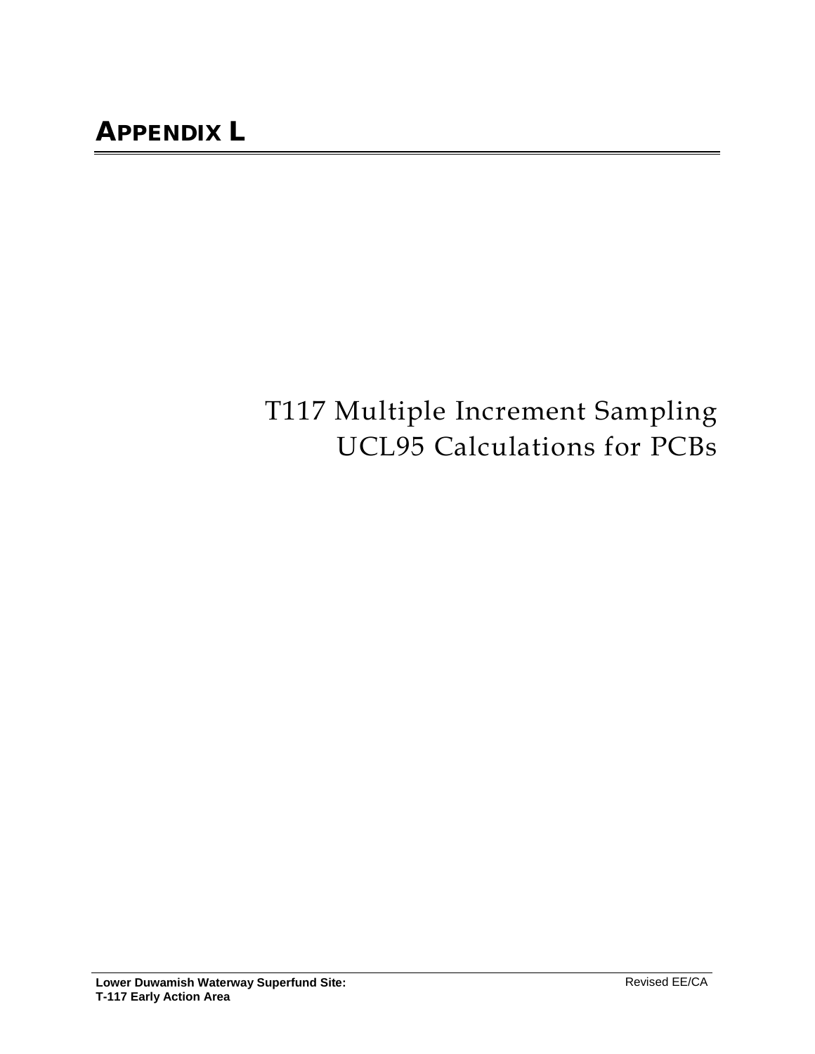# APPENDIX L

## T117 Multiple Increment Sampling UCL95 Calculations for PCBs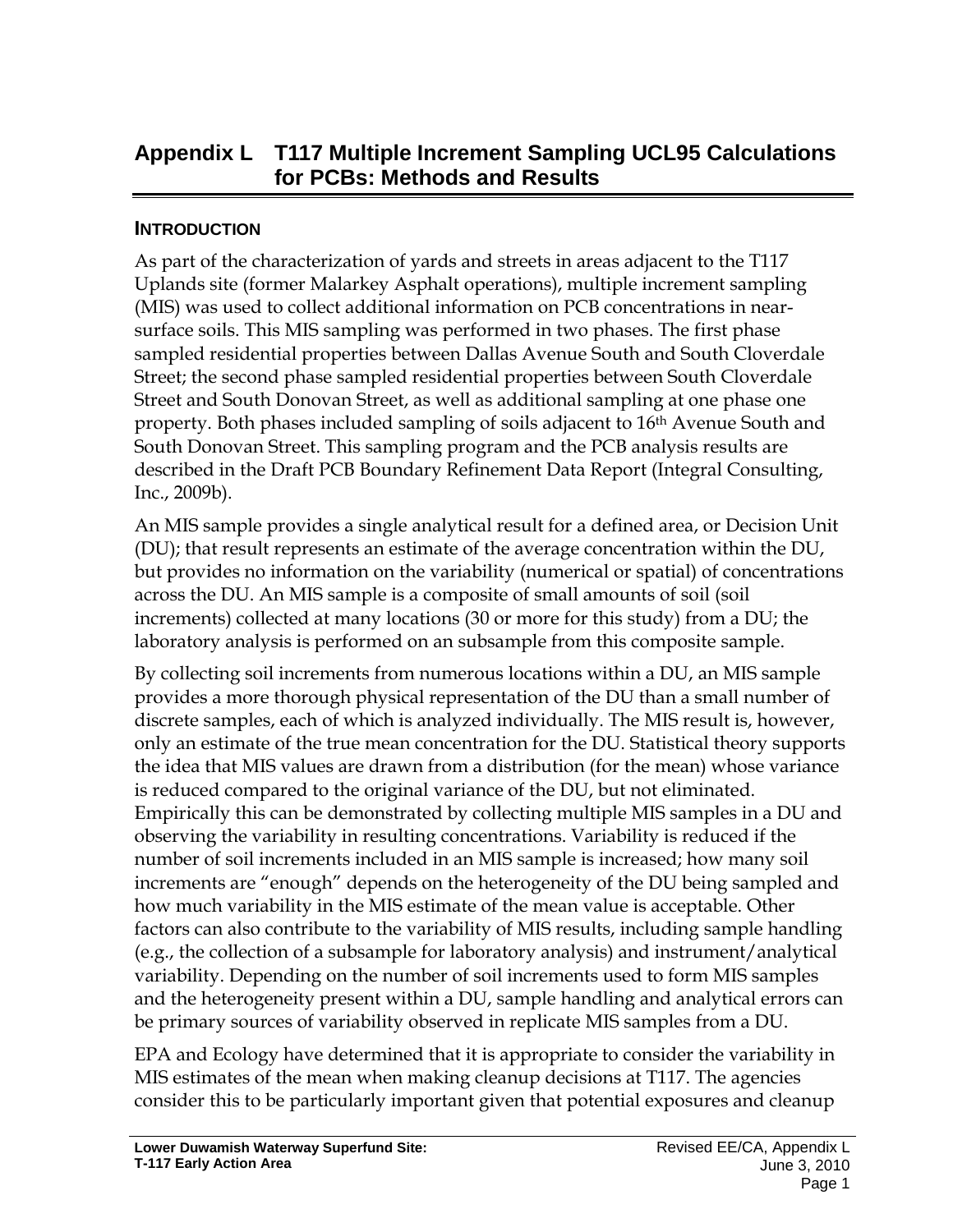# Appendix L T117 Multiple Increment Sampling UCL95 Calculations for PCBs: Methods and Results

## INTRODUCTION

As part of the characterization of yards and streets in areas adjacent to the T117 Uplands site (former Malarkey Asphalt operations), multiple increment sampling (MIS) was used to collect additional information on PCB concentrations in near-surface soils. This MIS sampling was performed in two phases. The first phase sampled residential properties between Dallas Avenue South and South Cloverdale Street; the second phase sampled residential properties between South Cloverdale Street and South Donovan Street, as well as additional sampling at one phase one property. Both phases included sampling of soils adjacent to 16th Avenue South and South Donovan Street. This sampling program and the PCB analysis results are described in the Draft PCB Boundary Refinement Data Report (Integral Consulting, Inc., 2009b).

An MIS sample provides a single analytical result for a defined area, or Decision Unit (DU); that result represents an estimate of the average concentration within the DU, but provides no information on the variability (numerical or spatial) of concentrations across the DU. An MIS sample is a composite of small amounts of soil (soil increments) collected at many locations (30 or more for this study) from a DU; the laboratory analysis is performed on an subsample from this composite sample.

By collecting soil increments from numerous locations within a DU, an MIS sample provides a more thorough physical representation of the DU than a small number of discrete samples, each of which is analyzed individually. The MIS result is, however, only an estimate of the true mean concentration for the DU. Statistical theory supports the idea that MIS values are drawn from a distribution (for the mean) whose variance is reduced compared to the original variance of the DU, but not eliminated. Empirically this can be demonstrated by collecting multiple MIS samples in a DU and observing the variability in resulting concentrations. Variability is reduced if the number of soil increments included in an MIS sample is increased; how many soil increments are "enough" depends on the heterogeneity of the DU being sampled and how much variability in the MIS estimate of the mean value is acceptable. Other factors can also contribute to the variability of MIS results, including sample handling (e.g., the collection of a subsample for laboratory analysis) and instrument/analytical variability. Depending on the number of soil increments used to form MIS samples and the heterogeneity present within a DU, sample handling and analytical errors can be primary sources of variability observed in replicate MIS samples from a DU.

EPA and Ecology have determined that it is appropriate to consider the variability in MIS estimates of the mean when making cleanup decisions at T117. The agencies consider this to be particularly important given that potential exposures and cleanup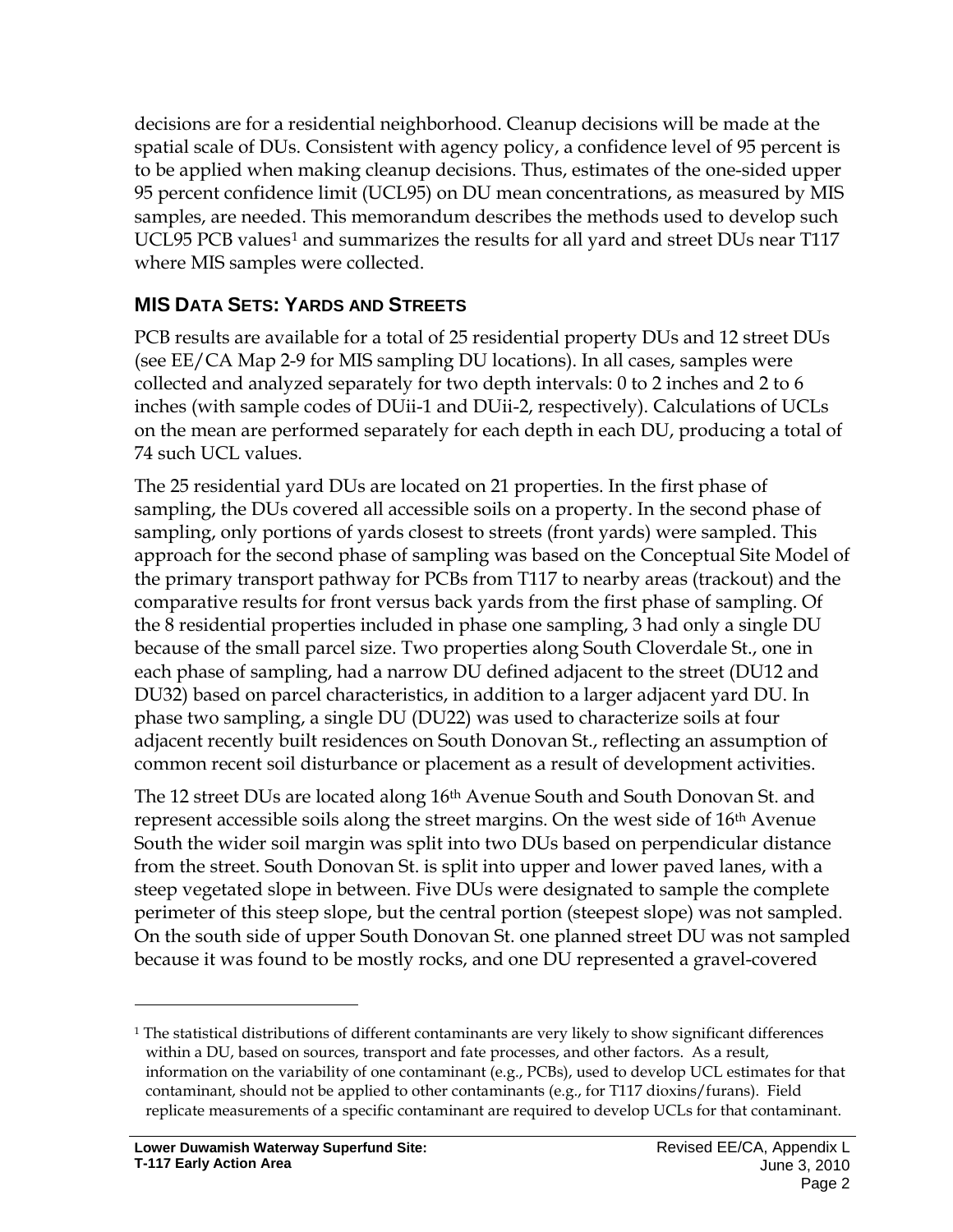decisions are for a residential neighborhood. Cleanup decisions will be made at the spatial scale of DUs. Consistent with agency policy, a confidence level of 95 percent is to be applied when making cleanup decisions. Thus, estimates of the one-sided upper 95 percent confidence limit (UCL95) on DU mean concentrations, as measured by MIS samples, are needed. This memorandum describes the methods used to develop such UCL95 PCB values[1] and summarizes the results for all yard and street DUs near T117 where MIS samples were collected.

## MIS Data Sets: Yards and Streets

PCB results are available for a total of 25 residential property DUs and 12 street DUs (see EE/CA Map 2-9 for MIS sampling DU locations). In all cases, samples were collected and analyzed separately for two depth intervals: 0 to 2 inches and 2 to 6 inches (with sample codes of DUii-1 and DUii-2, respectively). Calculations of UCLs on the mean are performed separately for each depth in each DU, producing a total of 74 such UCL values.

The 25 residential yard DUs are located on 21 properties. In the first phase of sampling, the DUs covered all accessible soils on a property. In the second phase of sampling, only portions of yards closest to streets (front yards) were sampled. This approach for the second phase of sampling was based on the Conceptual Site Model of the primary transport pathway for PCBs from T117 to nearby areas (trackout) and the comparative results for front versus back yards from the first phase of sampling. Of the 8 residential properties included in phase one sampling, 3 had only a single DU because of the small parcel size. Two properties along South Cloverdale St., one in each phase of sampling, had a narrow DU defined adjacent to the street (DU12 and DU32) based on parcel characteristics, in addition to a larger adjacent yard DU. In phase two sampling, a single DU (DU22) was used to characterize soils at four adjacent recently built residences on South Donovan St., reflecting an assumption of common recent soil disturbance or placement as a result of development activities.

The 12 street DUs are located along 16th Avenue South and South Donovan St. and represent accessible soils along the street margins. On the west side of 16th Avenue South the wider soil margin was split into two DUs based on perpendicular distance from the street. South Donovan St. is split into upper and lower paved lanes, with a steep vegetated slope in between. Five DUs were designated to sample the complete perimeter of this steep slope, but the central portion (steepest slope) was not sampled. On the south side of upper South Donovan St. one planned street DU was not sampled because it was found to be mostly rocks, and one DU represented a gravel-covered

---

[1] The statistical distributions of different contaminants are very likely to show significant differences within a DU, based on sources, transport and fate processes, and other factors. As a result, information on the variability of one contaminant (e.g., PCBs), used to develop UCL estimates for that contaminant, should not be applied to other contaminants (e.g., for T117 dioxins/furans). Field replicate measurements of a specific contaminant are required to develop UCLs for that contaminant.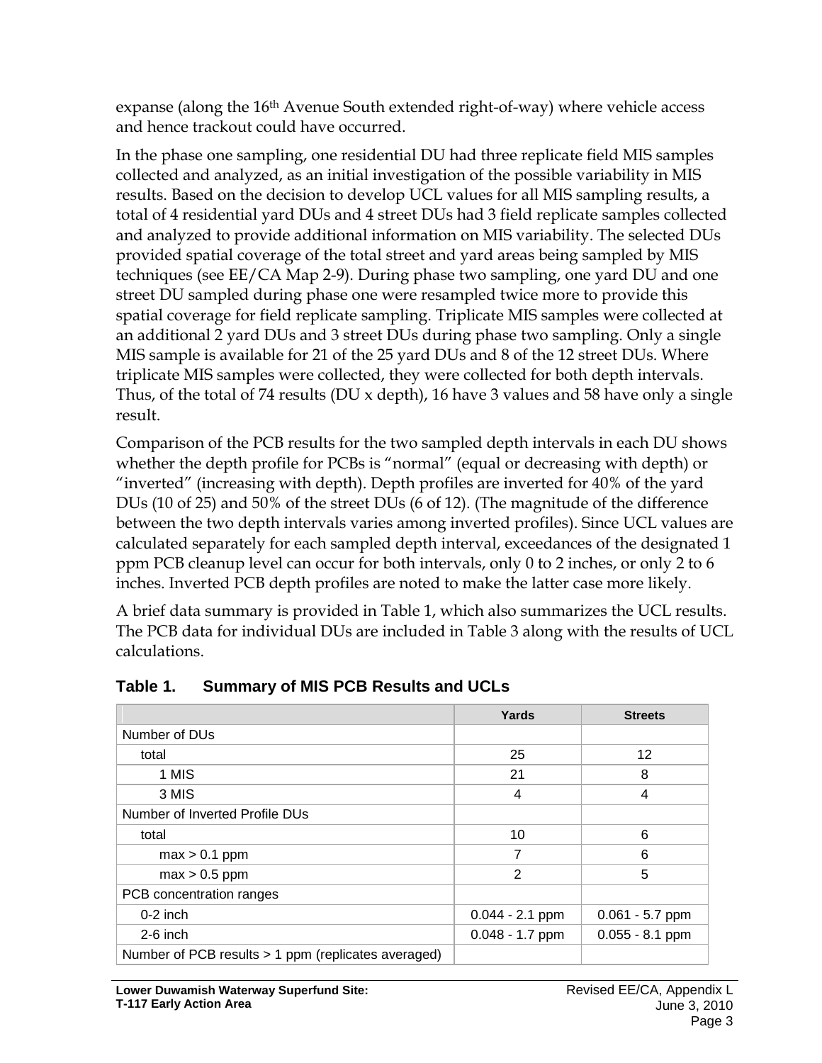expanse (along the 16th Avenue South extended right-of-way) where vehicle access and hence trackout could have occurred.

In the phase one sampling, one residential DU had three replicate field MIS samples collected and analyzed, as an initial investigation of the possible variability in MIS results. Based on the decision to develop UCL values for all MIS sampling results, a total of 4 residential yard DUs and 4 street DUs had 3 field replicate samples collected and analyzed to provide additional information on MIS variability. The selected DUs provided spatial coverage of the total street and yard areas being sampled by MIS techniques (see EE/CA Map 2-9). During phase two sampling, one yard DU and one street DU sampled during phase one were resampled twice more to provide this spatial coverage for field replicate sampling. Triplicate MIS samples were collected at an additional 2 yard DUs and 3 street DUs during phase two sampling. Only a single MIS sample is available for 21 of the 25 yard DUs and 8 of the 12 street DUs. Where triplicate MIS samples were collected, they were collected for both depth intervals. Thus, of the total of 74 results (DU x depth), 16 have 3 values and 58 have only a single result.

Comparison of the PCB results for the two sampled depth intervals in each DU shows whether the depth profile for PCBs is "normal" (equal or decreasing with depth) or "inverted" (increasing with depth). Depth profiles are inverted for 40% of the yard DUs (10 of 25) and 50% of the street DUs (6 of 12). (The magnitude of the difference between the two depth intervals varies among inverted profiles). Since UCL values are calculated separately for each sampled depth interval, exceedances of the designated 1 ppm PCB cleanup level can occur for both intervals, only 0 to 2 inches, or only 2 to 6 inches. Inverted PCB depth profiles are noted to make the latter case more likely.

A brief data summary is provided in Table 1, which also summarizes the UCL results. The PCB data for individual DUs are included in Table 3 along with the results of UCL calculations.

**Table 1. Summary of MIS PCB Results and UCLs**

| | Yards | Streets |
|---|---|---|
| Number of DUs | | |
| total | 25 | 12 |
| 1 MIS | 21 | 8 |
| 3 MIS | 4 | 4 |
| Number of Inverted Profile DUs | | |
| total | 10 | 6 |
| max > 0.1 ppm | 7 | 6 |
| max > 0.5 ppm | 2 | 5 |
| PCB concentration ranges | | |
| 0-2 inch | 0.044 - 2.1 ppm | 0.061 - 5.7 ppm |
| 2-6 inch | 0.048 - 1.7 ppm | 0.055 - 8.1 ppm |
| Number of PCB results > 1 ppm (replicates averaged) | | |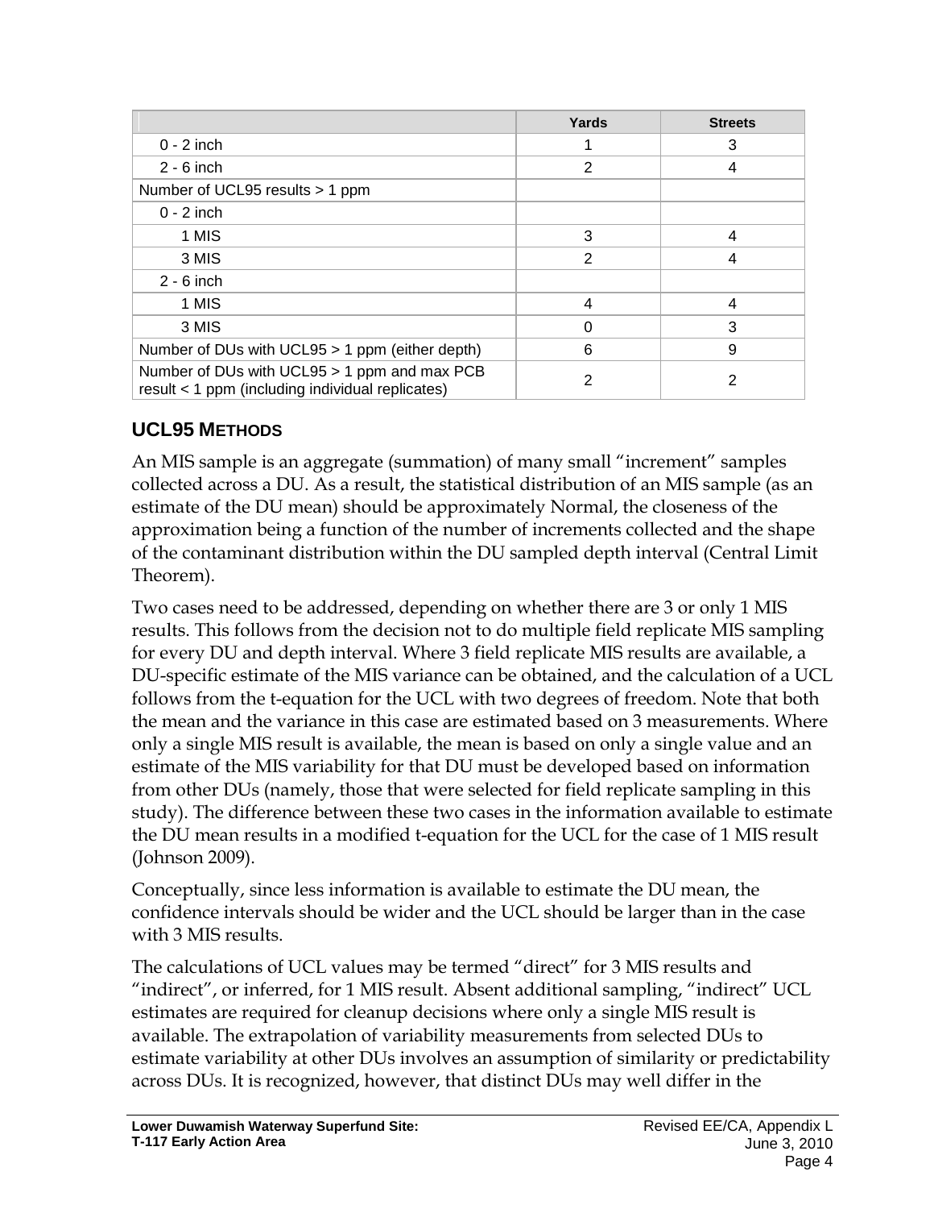| | Yards | Streets |
|---|---|---|
| 0 - 2 inch | 1 | 3 |
| 2 - 6 inch | 2 | 4 |
| Number of UCL95 results > 1 ppm | | |
| 0 - 2 inch | | |
| 1 MIS | 3 | 4 |
| 3 MIS | 2 | 4 |
| 2 - 6 inch | | |
| 1 MIS | 4 | 4 |
| 3 MIS | 0 | 3 |
| Number of DUs with UCL95 > 1 ppm (either depth) | 6 | 9 |
| Number of DUs with UCL95 > 1 ppm and max PCB result < 1 ppm (including individual replicates) | 2 | 2 |

## UCL95 METHODS

An MIS sample is an aggregate (summation) of many small "increment" samples collected across a DU. As a result, the statistical distribution of an MIS sample (as an estimate of the DU mean) should be approximately Normal, the closeness of the approximation being a function of the number of increments collected and the shape of the contaminant distribution within the DU sampled depth interval (Central Limit Theorem).

Two cases need to be addressed, depending on whether there are 3 or only 1 MIS results. This follows from the decision not to do multiple field replicate MIS sampling for every DU and depth interval. Where 3 field replicate MIS results are available, a DU-specific estimate of the MIS variance can be obtained, and the calculation of a UCL follows from the t-equation for the UCL with two degrees of freedom. Note that both the mean and the variance in this case are estimated based on 3 measurements. Where only a single MIS result is available, the mean is based on only a single value and an estimate of the MIS variability for that DU must be developed based on information from other DUs (namely, those that were selected for field replicate sampling in this study). The difference between these two cases in the information available to estimate the DU mean results in a modified t-equation for the UCL for the case of 1 MIS result (Johnson 2009).

Conceptually, since less information is available to estimate the DU mean, the confidence intervals should be wider and the UCL should be larger than in the case with 3 MIS results.

The calculations of UCL values may be termed "direct" for 3 MIS results and "indirect", or inferred, for 1 MIS result. Absent additional sampling, "indirect" UCL estimates are required for cleanup decisions where only a single MIS result is available. The extrapolation of variability measurements from selected DUs to estimate variability at other DUs involves an assumption of similarity or predictability across DUs. It is recognized, however, that distinct DUs may well differ in the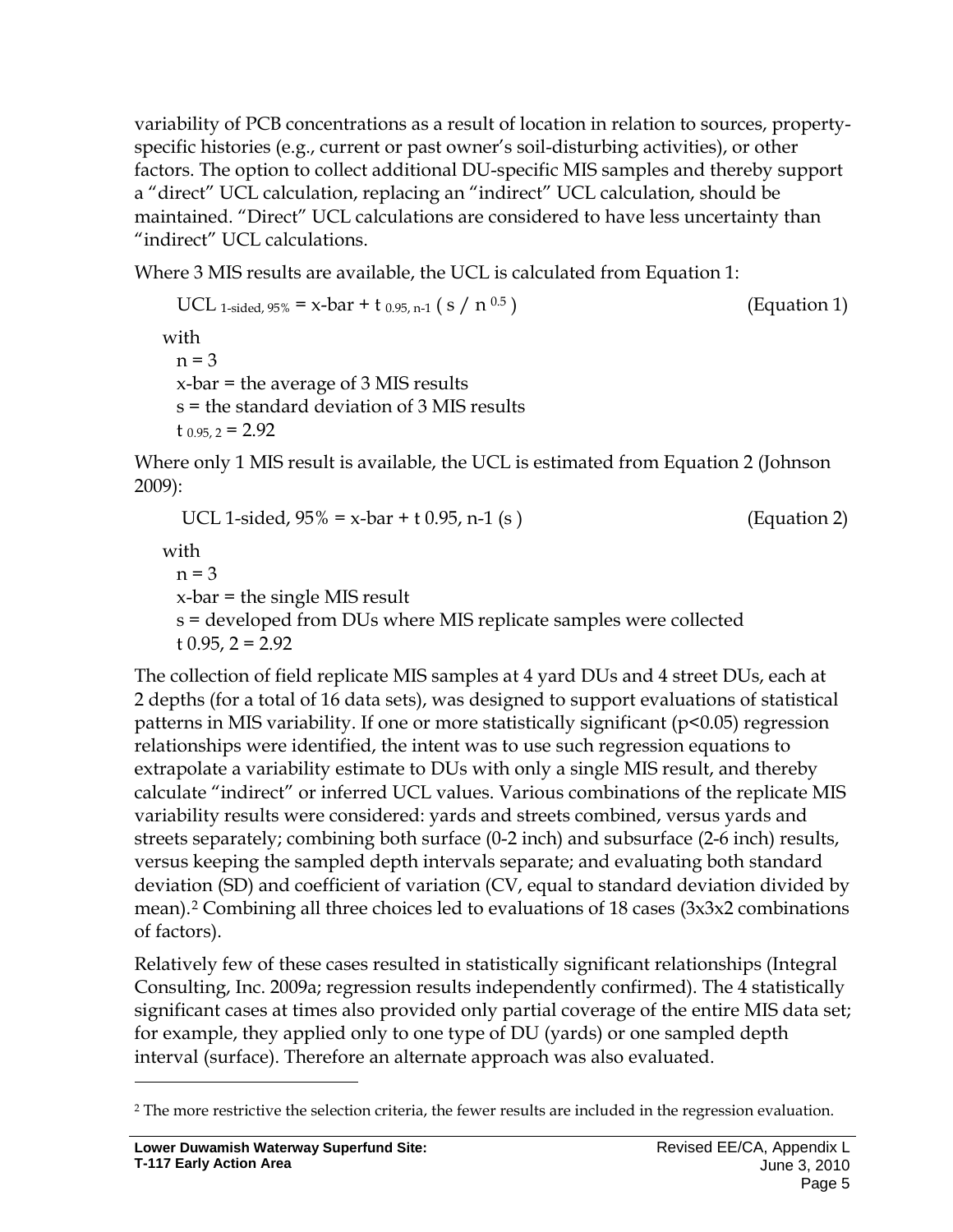variability of PCB concentrations as a result of location in relation to sources, property-specific histories (e.g., current or past owner's soil-disturbing activities), or other factors. The option to collect additional DU-specific MIS samples and thereby support a "direct" UCL calculation, replacing an "indirect" UCL calculation, should be maintained. "Direct" UCL calculations are considered to have less uncertainty than "indirect" UCL calculations.

Where 3 MIS results are available, the UCL is calculated from Equation 1:

$$UCL_{\text{1-sided, 95\%}} = \text{x-bar} + t_{0.95,\, n-1} \left( s \,/\, n^{0.5} \right) \qquad \text{(Equation 1)}$$

with

$n = 3$

x-bar = the average of 3 MIS results

s = the standard deviation of 3 MIS results

$t_{0.95,\, 2} = 2.92$

Where only 1 MIS result is available, the UCL is estimated from Equation 2 (Johnson 2009):

$$UCL_{\text{1-sided, 95\%}} = \text{x-bar} + t_{0.95,\, n-1} \left( s \right) \qquad \text{(Equation 2)}$$

with

$n = 3$

x-bar = the single MIS result

s = developed from DUs where MIS replicate samples were collected

$t_{0.95,\, 2} = 2.92$

The collection of field replicate MIS samples at 4 yard DUs and 4 street DUs, each at 2 depths (for a total of 16 data sets), was designed to support evaluations of statistical patterns in MIS variability. If one or more statistically significant ($p<0.05$) regression relationships were identified, the intent was to use such regression equations to extrapolate a variability estimate to DUs with only a single MIS result, and thereby calculate "indirect" or inferred UCL values. Various combinations of the replicate MIS variability results were considered: yards and streets combined, versus yards and streets separately; combining both surface (0-2 inch) and subsurface (2-6 inch) results, versus keeping the sampled depth intervals separate; and evaluating both standard deviation (SD) and coefficient of variation (CV, equal to standard deviation divided by mean).[2] Combining all three choices led to evaluations of 18 cases (3x3x2 combinations of factors).

Relatively few of these cases resulted in statistically significant relationships (Integral Consulting, Inc. 2009a; regression results independently confirmed). The 4 statistically significant cases at times also provided only partial coverage of the entire MIS data set; for example, they applied only to one type of DU (yards) or one sampled depth interval (surface). Therefore an alternate approach was also evaluated.

---

[2] The more restrictive the selection criteria, the fewer results are included in the regression evaluation.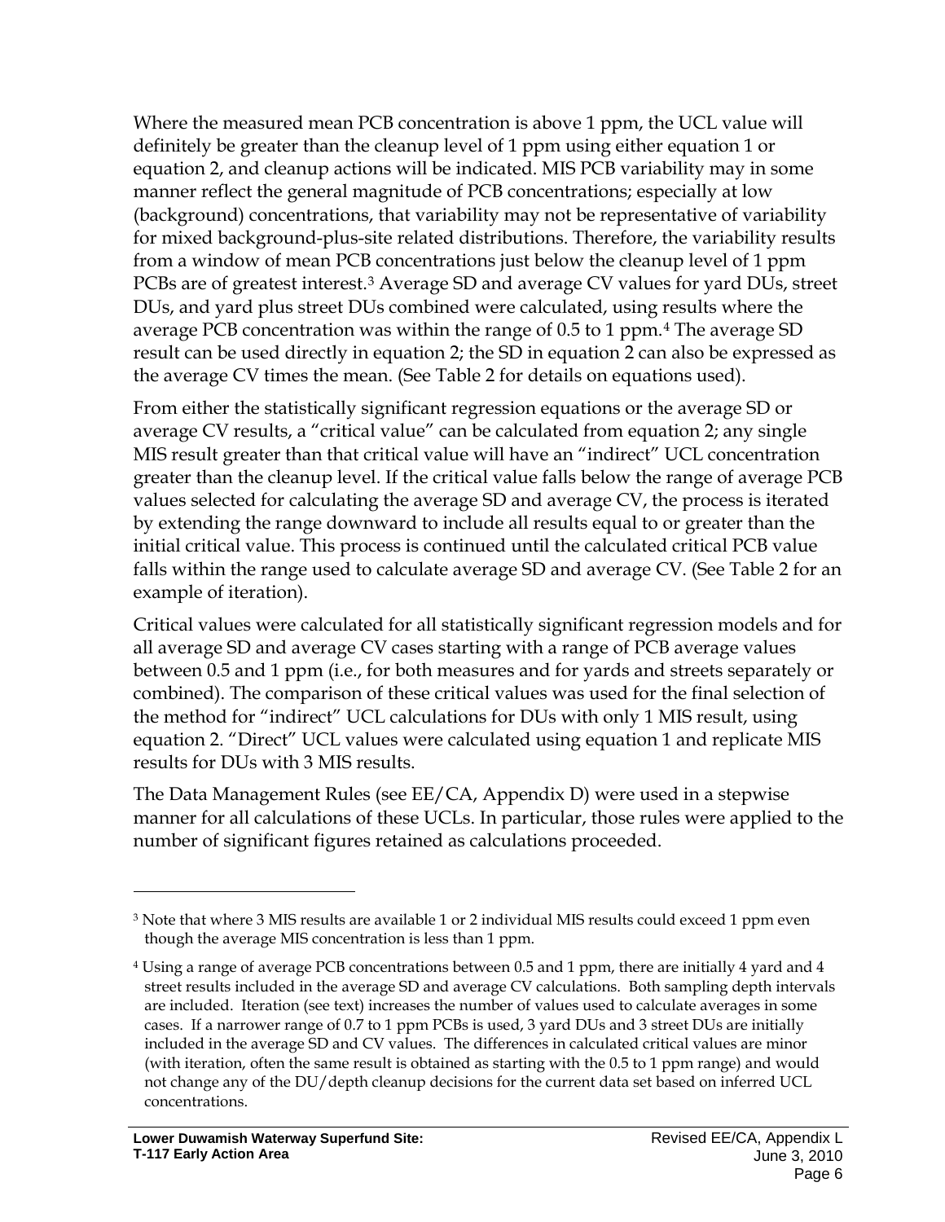Where the measured mean PCB concentration is above 1 ppm, the UCL value will definitely be greater than the cleanup level of 1 ppm using either equation 1 or equation 2, and cleanup actions will be indicated. MIS PCB variability may in some manner reflect the general magnitude of PCB concentrations; especially at low (background) concentrations, that variability may not be representative of variability for mixed background-plus-site related distributions. Therefore, the variability results from a window of mean PCB concentrations just below the cleanup level of 1 ppm PCBs are of greatest interest.[3] Average SD and average CV values for yard DUs, street DUs, and yard plus street DUs combined were calculated, using results where the average PCB concentration was within the range of 0.5 to 1 ppm.[4] The average SD result can be used directly in equation 2; the SD in equation 2 can also be expressed as the average CV times the mean. (See Table 2 for details on equations used).

From either the statistically significant regression equations or the average SD or average CV results, a "critical value" can be calculated from equation 2; any single MIS result greater than that critical value will have an "indirect" UCL concentration greater than the cleanup level. If the critical value falls below the range of average PCB values selected for calculating the average SD and average CV, the process is iterated by extending the range downward to include all results equal to or greater than the initial critical value. This process is continued until the calculated critical PCB value falls within the range used to calculate average SD and average CV. (See Table 2 for an example of iteration).

Critical values were calculated for all statistically significant regression models and for all average SD and average CV cases starting with a range of PCB average values between 0.5 and 1 ppm (i.e., for both measures and for yards and streets separately or combined). The comparison of these critical values was used for the final selection of the method for "indirect" UCL calculations for DUs with only 1 MIS result, using equation 2. "Direct" UCL values were calculated using equation 1 and replicate MIS results for DUs with 3 MIS results.

The Data Management Rules (see EE/CA, Appendix D) were used in a stepwise manner for all calculations of these UCLs. In particular, those rules were applied to the number of significant figures retained as calculations proceeded.

---

[3] Note that where 3 MIS results are available 1 or 2 individual MIS results could exceed 1 ppm even though the average MIS concentration is less than 1 ppm.

[4] Using a range of average PCB concentrations between 0.5 and 1 ppm, there are initially 4 yard and 4 street results included in the average SD and average CV calculations. Both sampling depth intervals are included. Iteration (see text) increases the number of values used to calculate averages in some cases. If a narrower range of 0.7 to 1 ppm PCBs is used, 3 yard DUs and 3 street DUs are initially included in the average SD and CV values. The differences in calculated critical values are minor (with iteration, often the same result is obtained as starting with the 0.5 to 1 ppm range) and would not change any of the DU/depth cleanup decisions for the current data set based on inferred UCL concentrations.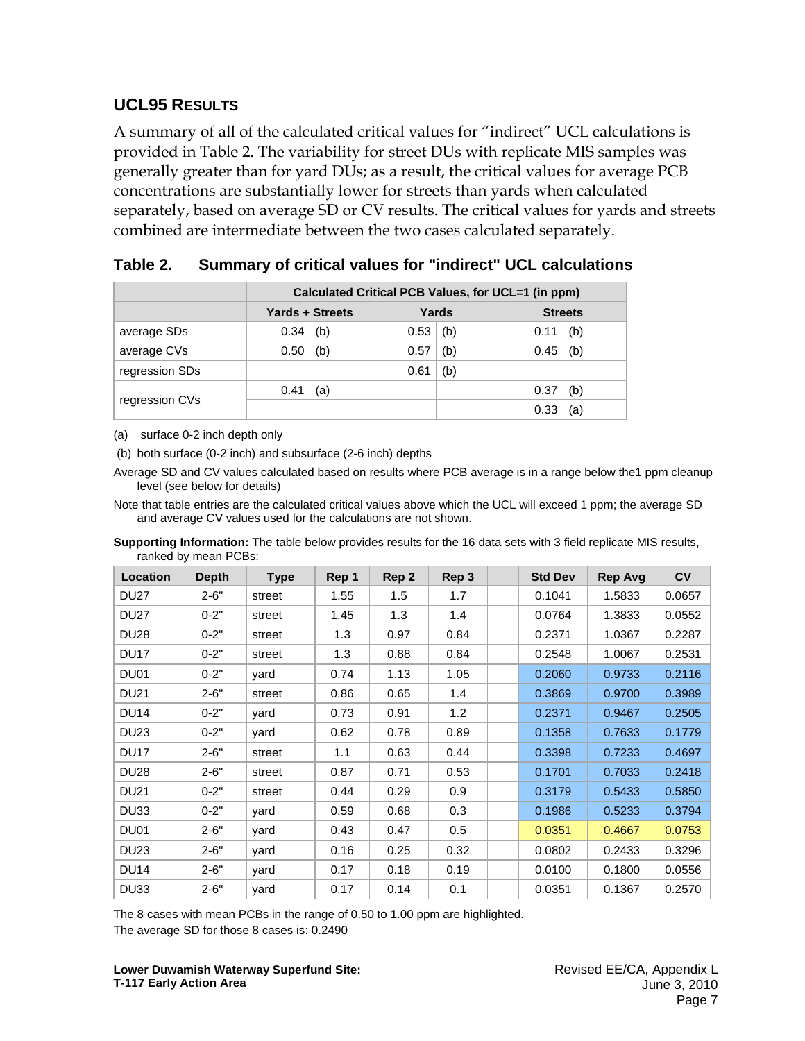## UCL95 Results

A summary of all of the calculated critical values for "indirect" UCL calculations is provided in Table 2. The variability for street DUs with replicate MIS samples was generally greater than for yard DUs; as a result, the critical values for average PCB concentrations are substantially lower for streets than yards when calculated separately, based on average SD or CV results. The critical values for yards and streets combined are intermediate between the two cases calculated separately.

### Table 2. Summary of critical values for "indirect" UCL calculations

| | Calculated Critical PCB Values, for UCL=1 (in ppm) | | | | | |
|---|---|---|---|---|---|---|
| | Yards + Streets | | Yards | | Streets | |
| average SDs | 0.34 | (b) | 0.53 | (b) | 0.11 | (b) |
| average CVs | 0.50 | (b) | 0.57 | (b) | 0.45 | (b) |
| regression SDs | | | 0.61 | (b) | | |
| regression CVs | 0.41 | (a) | | | 0.37 | (b) |
| | | | | | 0.33 | (a) |

(a) surface 0-2 inch depth only

(b) both surface (0-2 inch) and subsurface (2-6 inch) depths

Average SD and CV values calculated based on results where PCB average is in a range below the1 ppm cleanup level (see below for details)

Note that table entries are the calculated critical values above which the UCL will exceed 1 ppm; the average SD and average CV values used for the calculations are not shown.

**Supporting Information:** The table below provides results for the 16 data sets with 3 field replicate MIS results, ranked by mean PCBs:

| Location | Depth | Type | Rep 1 | Rep 2 | Rep 3 | | Std Dev | Rep Avg | CV |
|---|---|---|---|---|---|---|---|---|---|
| DU27 | 2-6" | street | 1.55 | 1.5 | 1.7 | | 0.1041 | 1.5833 | 0.0657 |
| DU27 | 0-2" | street | 1.45 | 1.3 | 1.4 | | 0.0764 | 1.3833 | 0.0552 |
| DU28 | 0-2" | street | 1.3 | 0.97 | 0.84 | | 0.2371 | 1.0367 | 0.2287 |
| DU17 | 0-2" | street | 1.3 | 0.88 | 0.84 | | 0.2548 | 1.0067 | 0.2531 |
| DU01 | 0-2" | yard | 0.74 | 1.13 | 1.05 | | 0.2060 | 0.9733 | 0.2116 |
| DU21 | 2-6" | street | 0.86 | 0.65 | 1.4 | | 0.3869 | 0.9700 | 0.3989 |
| DU14 | 0-2" | yard | 0.73 | 0.91 | 1.2 | | 0.2371 | 0.9467 | 0.2505 |
| DU23 | 0-2" | yard | 0.62 | 0.78 | 0.89 | | 0.1358 | 0.7633 | 0.1779 |
| DU17 | 2-6" | street | 1.1 | 0.63 | 0.44 | | 0.3398 | 0.7233 | 0.4697 |
| DU28 | 2-6" | street | 0.87 | 0.71 | 0.53 | | 0.1701 | 0.7033 | 0.2418 |
| DU21 | 0-2" | street | 0.44 | 0.29 | 0.9 | | 0.3179 | 0.5433 | 0.5850 |
| DU33 | 0-2" | yard | 0.59 | 0.68 | 0.3 | | 0.1986 | 0.5233 | 0.3794 |
| DU01 | 2-6" | yard | 0.43 | 0.47 | 0.5 | | 0.0351 | 0.4667 | 0.0753 |
| DU23 | 2-6" | yard | 0.16 | 0.25 | 0.32 | | 0.0802 | 0.2433 | 0.3296 |
| DU14 | 2-6" | yard | 0.17 | 0.18 | 0.19 | | 0.0100 | 0.1800 | 0.0556 |
| DU33 | 2-6" | yard | 0.17 | 0.14 | 0.1 | | 0.0351 | 0.1367 | 0.2570 |

The 8 cases with mean PCBs in the range of 0.50 to 1.00 ppm are highlighted.

The average SD for those 8 cases is: 0.2490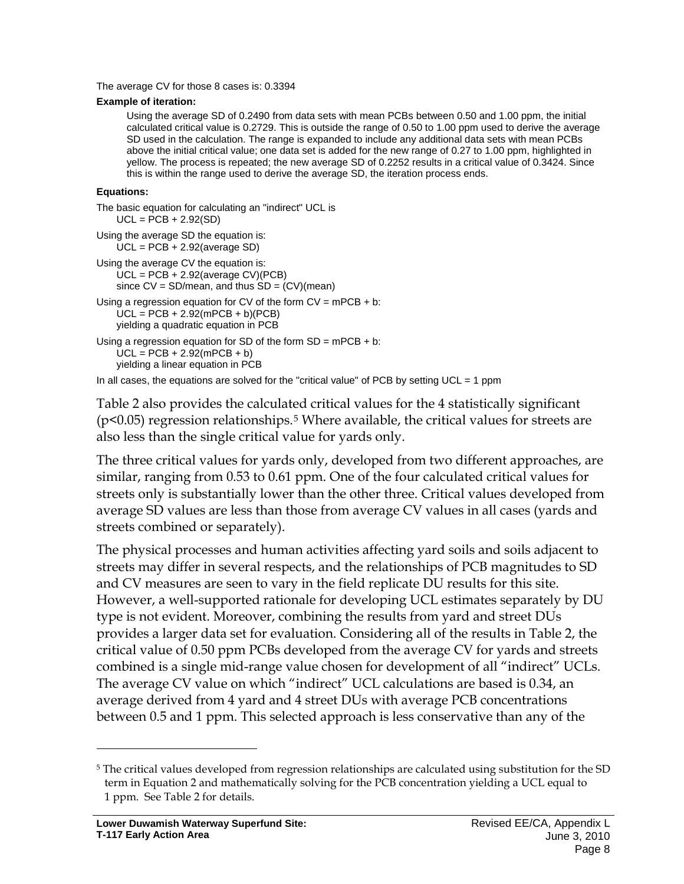The average CV for those 8 cases is: 0.3394

**Example of iteration:**

> Using the average SD of 0.2490 from data sets with mean PCBs between 0.50 and 1.00 ppm, the initial calculated critical value is 0.2729. This is outside the range of 0.50 to 1.00 ppm used to derive the average SD used in the calculation. The range is expanded to include any additional data sets with mean PCBs above the initial critical value; one data set is added for the new range of 0.27 to 1.00 ppm, highlighted in yellow. The process is repeated; the new average SD of 0.2252 results in a critical value of 0.3424. Since this is within the range used to derive the average SD, the iteration process ends.

**Equations:**

The basic equation for calculating an "indirect" UCL is

$$UCL = PCB + 2.92(SD)$$

Using the average SD the equation is:

$$UCL = PCB + 2.92(\text{average SD})$$

Using the average CV the equation is:

$$UCL = PCB + 2.92(\text{average CV})(PCB)$$

since $CV = SD/\text{mean}$, and thus $SD = (CV)(\text{mean})$

Using a regression equation for CV of the form $CV = mPCB + b$:

$$UCL = PCB + 2.92(mPCB + b)(PCB)$$

yielding a quadratic equation in PCB

Using a regression equation for SD of the form $SD = mPCB + b$:

$$UCL = PCB + 2.92(mPCB + b)$$

yielding a linear equation in PCB

In all cases, the equations are solved for the "critical value" of PCB by setting UCL = 1 ppm

Table 2 also provides the calculated critical values for the 4 statistically significant ($p<0.05$) regression relationships.[5] Where available, the critical values for streets are also less than the single critical value for yards only.

The three critical values for yards only, developed from two different approaches, are similar, ranging from 0.53 to 0.61 ppm. One of the four calculated critical values for streets only is substantially lower than the other three. Critical values developed from average SD values are less than those from average CV values in all cases (yards and streets combined or separately).

The physical processes and human activities affecting yard soils and soils adjacent to streets may differ in several respects, and the relationships of PCB magnitudes to SD and CV measures are seen to vary in the field replicate DU results for this site. However, a well-supported rationale for developing UCL estimates separately by DU type is not evident. Moreover, combining the results from yard and street DUs provides a larger data set for evaluation. Considering all of the results in Table 2, the critical value of 0.50 ppm PCBs developed from the average CV for yards and streets combined is a single mid-range value chosen for development of all "indirect" UCLs. The average CV value on which "indirect" UCL calculations are based is 0.34, an average derived from 4 yard and 4 street DUs with average PCB concentrations between 0.5 and 1 ppm. This selected approach is less conservative than any of the

[5] The critical values developed from regression relationships are calculated using substitution for the SD term in Equation 2 and mathematically solving for the PCB concentration yielding a UCL equal to 1 ppm. See Table 2 for details.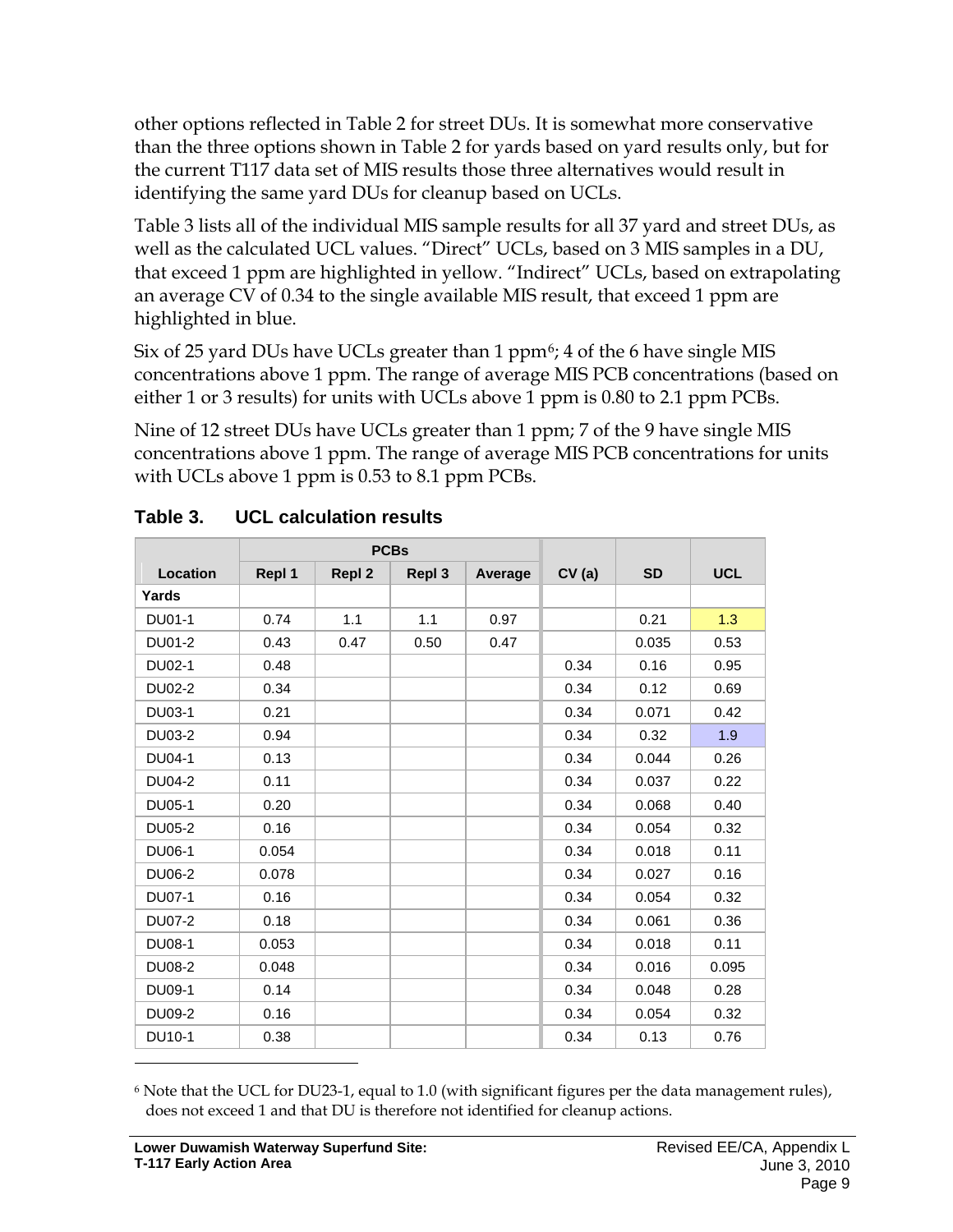other options reflected in Table 2 for street DUs. It is somewhat more conservative than the three options shown in Table 2 for yards based on yard results only, but for the current T117 data set of MIS results those three alternatives would result in identifying the same yard DUs for cleanup based on UCLs.

Table 3 lists all of the individual MIS sample results for all 37 yard and street DUs, as well as the calculated UCL values. "Direct" UCLs, based on 3 MIS samples in a DU, that exceed 1 ppm are highlighted in yellow. "Indirect" UCLs, based on extrapolating an average CV of 0.34 to the single available MIS result, that exceed 1 ppm are highlighted in blue.

Six of 25 yard DUs have UCLs greater than 1 ppm[6]; 4 of the 6 have single MIS concentrations above 1 ppm. The range of average MIS PCB concentrations (based on either 1 or 3 results) for units with UCLs above 1 ppm is 0.80 to 2.1 ppm PCBs.

Nine of 12 street DUs have UCLs greater than 1 ppm; 7 of the 9 have single MIS concentrations above 1 ppm. The range of average MIS PCB concentrations for units with UCLs above 1 ppm is 0.53 to 8.1 ppm PCBs.

## Table 3. UCL calculation results

| | PCBs | | | | | | |
|---|---|---|---|---|---|---|---|
| **Location** | **Repl 1** | **Repl 2** | **Repl 3** | **Average** | **CV (a)** | **SD** | **UCL** |
| **Yards** | | | | | | | |
| DU01-1 | 0.74 | 1.1 | 1.1 | 0.97 | | 0.21 | 1.3 |
| DU01-2 | 0.43 | 0.47 | 0.50 | 0.47 | | 0.035 | 0.53 |
| DU02-1 | 0.48 | | | | 0.34 | 0.16 | 0.95 |
| DU02-2 | 0.34 | | | | 0.34 | 0.12 | 0.69 |
| DU03-1 | 0.21 | | | | 0.34 | 0.071 | 0.42 |
| DU03-2 | 0.94 | | | | 0.34 | 0.32 | 1.9 |
| DU04-1 | 0.13 | | | | 0.34 | 0.044 | 0.26 |
| DU04-2 | 0.11 | | | | 0.34 | 0.037 | 0.22 |
| DU05-1 | 0.20 | | | | 0.34 | 0.068 | 0.40 |
| DU05-2 | 0.16 | | | | 0.34 | 0.054 | 0.32 |
| DU06-1 | 0.054 | | | | 0.34 | 0.018 | 0.11 |
| DU06-2 | 0.078 | | | | 0.34 | 0.027 | 0.16 |
| DU07-1 | 0.16 | | | | 0.34 | 0.054 | 0.32 |
| DU07-2 | 0.18 | | | | 0.34 | 0.061 | 0.36 |
| DU08-1 | 0.053 | | | | 0.34 | 0.018 | 0.11 |
| DU08-2 | 0.048 | | | | 0.34 | 0.016 | 0.095 |
| DU09-1 | 0.14 | | | | 0.34 | 0.048 | 0.28 |
| DU09-2 | 0.16 | | | | 0.34 | 0.054 | 0.32 |
| DU10-1 | 0.38 | | | | 0.34 | 0.13 | 0.76 |

[6] Note that the UCL for DU23-1, equal to 1.0 (with significant figures per the data management rules), does not exceed 1 and that DU is therefore not identified for cleanup actions.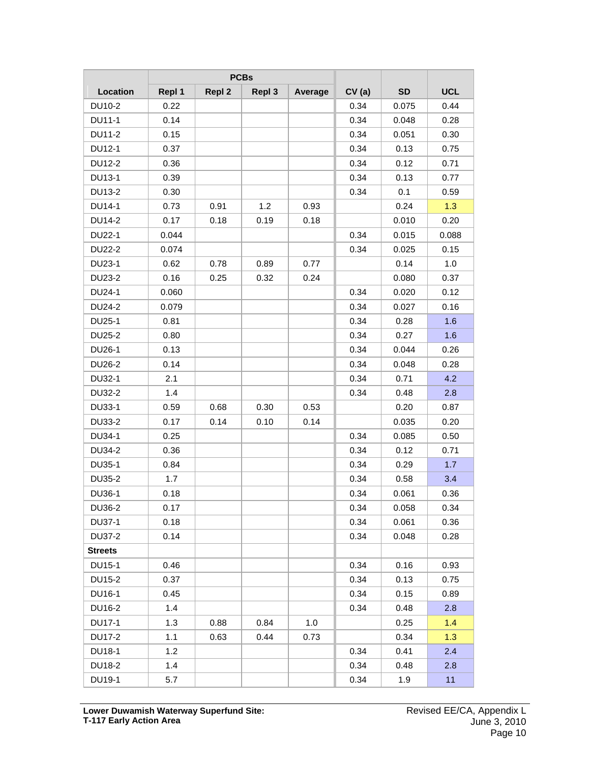| | PCBs | | | | | | |
|---|---|---|---|---|---|---|---|
| Location | Repl 1 | Repl 2 | Repl 3 | Average | CV (a) | SD | UCL |
| DU10-2 | 0.22 | | | | 0.34 | 0.075 | 0.44 |
| DU11-1 | 0.14 | | | | 0.34 | 0.048 | 0.28 |
| DU11-2 | 0.15 | | | | 0.34 | 0.051 | 0.30 |
| DU12-1 | 0.37 | | | | 0.34 | 0.13 | 0.75 |
| DU12-2 | 0.36 | | | | 0.34 | 0.12 | 0.71 |
| DU13-1 | 0.39 | | | | 0.34 | 0.13 | 0.77 |
| DU13-2 | 0.30 | | | | 0.34 | 0.1 | 0.59 |
| DU14-1 | 0.73 | 0.91 | 1.2 | 0.93 | | 0.24 | 1.3 |
| DU14-2 | 0.17 | 0.18 | 0.19 | 0.18 | | 0.010 | 0.20 |
| DU22-1 | 0.044 | | | | 0.34 | 0.015 | 0.088 |
| DU22-2 | 0.074 | | | | 0.34 | 0.025 | 0.15 |
| DU23-1 | 0.62 | 0.78 | 0.89 | 0.77 | | 0.14 | 1.0 |
| DU23-2 | 0.16 | 0.25 | 0.32 | 0.24 | | 0.080 | 0.37 |
| DU24-1 | 0.060 | | | | 0.34 | 0.020 | 0.12 |
| DU24-2 | 0.079 | | | | 0.34 | 0.027 | 0.16 |
| DU25-1 | 0.81 | | | | 0.34 | 0.28 | 1.6 |
| DU25-2 | 0.80 | | | | 0.34 | 0.27 | 1.6 |
| DU26-1 | 0.13 | | | | 0.34 | 0.044 | 0.26 |
| DU26-2 | 0.14 | | | | 0.34 | 0.048 | 0.28 |
| DU32-1 | 2.1 | | | | 0.34 | 0.71 | 4.2 |
| DU32-2 | 1.4 | | | | 0.34 | 0.48 | 2.8 |
| DU33-1 | 0.59 | 0.68 | 0.30 | 0.53 | | 0.20 | 0.87 |
| DU33-2 | 0.17 | 0.14 | 0.10 | 0.14 | | 0.035 | 0.20 |
| DU34-1 | 0.25 | | | | 0.34 | 0.085 | 0.50 |
| DU34-2 | 0.36 | | | | 0.34 | 0.12 | 0.71 |
| DU35-1 | 0.84 | | | | 0.34 | 0.29 | 1.7 |
| DU35-2 | 1.7 | | | | 0.34 | 0.58 | 3.4 |
| DU36-1 | 0.18 | | | | 0.34 | 0.061 | 0.36 |
| DU36-2 | 0.17 | | | | 0.34 | 0.058 | 0.34 |
| DU37-1 | 0.18 | | | | 0.34 | 0.061 | 0.36 |
| DU37-2 | 0.14 | | | | 0.34 | 0.048 | 0.28 |
| **Streets** | | | | | | | |
| DU15-1 | 0.46 | | | | 0.34 | 0.16 | 0.93 |
| DU15-2 | 0.37 | | | | 0.34 | 0.13 | 0.75 |
| DU16-1 | 0.45 | | | | 0.34 | 0.15 | 0.89 |
| DU16-2 | 1.4 | | | | 0.34 | 0.48 | 2.8 |
| DU17-1 | 1.3 | 0.88 | 0.84 | 1.0 | | 0.25 | 1.4 |
| DU17-2 | 1.1 | 0.63 | 0.44 | 0.73 | | 0.34 | 1.3 |
| DU18-1 | 1.2 | | | | 0.34 | 0.41 | 2.4 |
| DU18-2 | 1.4 | | | | 0.34 | 0.48 | 2.8 |
| DU19-1 | 5.7 | | | | 0.34 | 1.9 | 11 |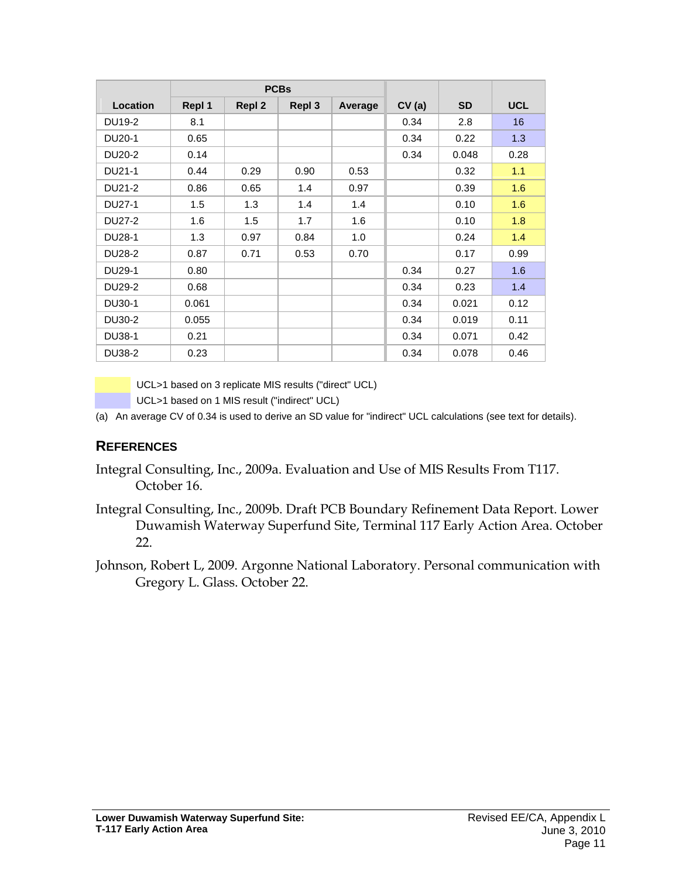| Location | PCBs | | | | CV (a) | SD | UCL |
|---|---|---|---|---|---|---|---|
| | Repl 1 | Repl 2 | Repl 3 | Average | | | |
| DU19-2 | 8.1 | | | | 0.34 | 2.8 | 16 |
| DU20-1 | 0.65 | | | | 0.34 | 0.22 | 1.3 |
| DU20-2 | 0.14 | | | | 0.34 | 0.048 | 0.28 |
| DU21-1 | 0.44 | 0.29 | 0.90 | 0.53 | | 0.32 | 1.1 |
| DU21-2 | 0.86 | 0.65 | 1.4 | 0.97 | | 0.39 | 1.6 |
| DU27-1 | 1.5 | 1.3 | 1.4 | 1.4 | | 0.10 | 1.6 |
| DU27-2 | 1.6 | 1.5 | 1.7 | 1.6 | | 0.10 | 1.8 |
| DU28-1 | 1.3 | 0.97 | 0.84 | 1.0 | | 0.24 | 1.4 |
| DU28-2 | 0.87 | 0.71 | 0.53 | 0.70 | | 0.17 | 0.99 |
| DU29-1 | 0.80 | | | | 0.34 | 0.27 | 1.6 |
| DU29-2 | 0.68 | | | | 0.34 | 0.23 | 1.4 |
| DU30-1 | 0.061 | | | | 0.34 | 0.021 | 0.12 |
| DU30-2 | 0.055 | | | | 0.34 | 0.019 | 0.11 |
| DU38-1 | 0.21 | | | | 0.34 | 0.071 | 0.42 |
| DU38-2 | 0.23 | | | | 0.34 | 0.078 | 0.46 |

UCL>1 based on 3 replicate MIS results ("direct" UCL)

UCL>1 based on 1 MIS result ("indirect" UCL)

(a) An average CV of 0.34 is used to derive an SD value for "indirect" UCL calculations (see text for details).

## REFERENCES

Integral Consulting, Inc., 2009a. Evaluation and Use of MIS Results From T117. October 16.

Integral Consulting, Inc., 2009b. Draft PCB Boundary Refinement Data Report. Lower Duwamish Waterway Superfund Site, Terminal 117 Early Action Area. October 22.

Johnson, Robert L, 2009. Argonne National Laboratory. Personal communication with Gregory L. Glass. October 22.